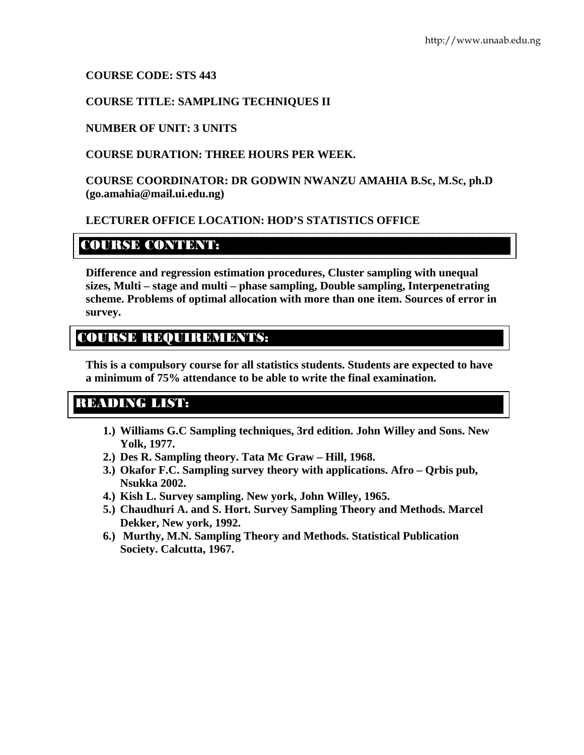**COURSE CODE: STS 443**

**COURSE TITLE: SAMPLING TECHNIQUES II**

**NUMBER OF UNIT: 3 UNITS**

**COURSE DURATION: THREE HOURS PER WEEK.**

**COURSE COORDINATOR: DR GODWIN NWANZU AMAHIA B.Sc, M.Sc, ph.D (go.amahia@mail.ui.edu.ng)**

**LECTURER OFFICE LOCATION: HOD'S STATISTICS OFFICE**

## COURSE CONTENT:

**Difference and regression estimation procedures, Cluster sampling with unequal sizes, Multi – stage and multi – phase sampling, Double sampling, Interpenetrating scheme. Problems of optimal allocation with more than one item. Sources of error in survey.**

## COURSE REQUIREMENTS:

**This is a compulsory course for all statistics students. Students are expected to have a minimum of 75% attendance to be able to write the final examination.**

## READING LIST:

1.) **Williams G.C Sampling techniques, 3rd edition. John Willey and Sons. New Yolk, 1977.**
2.) **Des R. Sampling theory. Tata Mc Graw – Hill, 1968.**
3.) **Okafor F.C. Sampling survey theory with applications. Afro – Qrbis pub, Nsukka 2002.**
4.) **Kish L. Survey sampling. New york, John Willey, 1965.**
5.) **Chaudhuri A. and S. Hort. Survey Sampling Theory and Methods. Marcel Dekker, New york, 1992.**
6.) **Murthy, M.N. Sampling Theory and Methods. Statistical Publication Society. Calcutta, 1967.**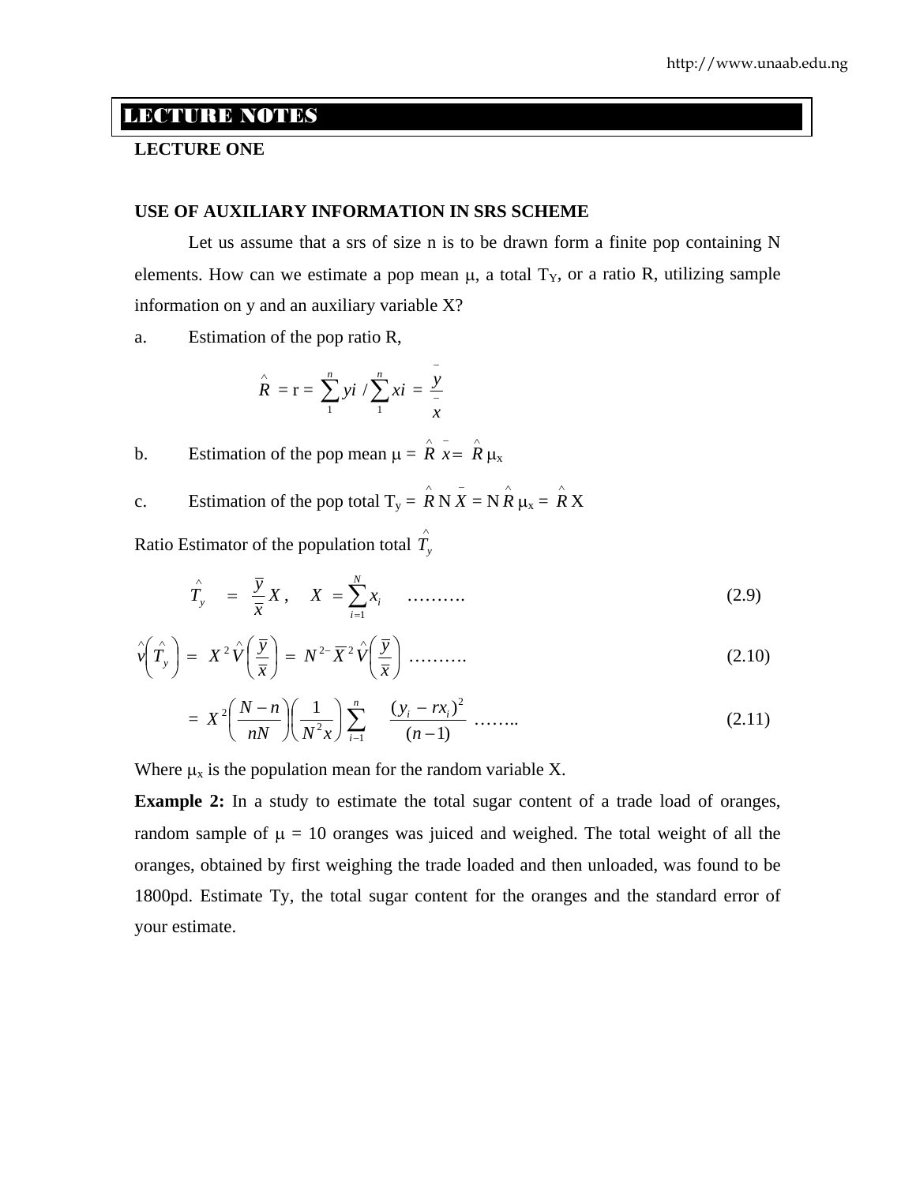## LECTURE NOTES

**LECTURE ONE**

**USE OF AUXILIARY INFORMATION IN SRS SCHEME**

Let us assume that a srs of size n is to be drawn form a finite pop containing N elements. How can we estimate a pop mean $\mu$, a total $T_Y$, or a ratio R, utilizing sample information on y and an auxiliary variable X?

a. Estimation of the pop ratio R,

$$\hat{R} = r = \sum_{1}^{n} yi \Big/ \sum_{1}^{n} xi = \frac{\bar{y}}{\bar{x}}$$

b. Estimation of the pop mean $\mu = \hat{R}\,\bar{x} = \hat{R}\,\mu_x$

c. Estimation of the pop total $T_y = \hat{R}\,N\,\bar{X} = N\,\hat{R}\,\mu_x = \hat{R}\,X$

Ratio Estimator of the population total $\hat{T}_y$

$$\hat{T}_y = \frac{\bar{y}}{\bar{x}}X, \quad X = \sum_{i=1}^{N} x_i \quad \ldots\ldots\ldots \tag{2.9}$$

$$\hat{v}\left(\hat{T}_y\right) = X^2\hat{V}\left(\frac{\bar{y}}{\bar{x}}\right) = N^{2-}\bar{X}^2\hat{V}\left(\frac{\bar{y}}{\bar{x}}\right) \ldots\ldots\ldots \tag{2.10}$$

$$= X^2\left(\frac{N-n}{nN}\right)\left(\frac{1}{N^2x}\right)\sum_{i-1}^{n}\frac{(y_i - rx_i)^2}{(n-1)} \ldots\ldots.. \tag{2.11}$$

Where $\mu_x$ is the population mean for the random variable X.

**Example 2:** In a study to estimate the total sugar content of a trade load of oranges, random sample of $\mu = 10$ oranges was juiced and weighed. The total weight of all the oranges, obtained by first weighing the trade loaded and then unloaded, was found to be 1800pd. Estimate Ty, the total sugar content for the oranges and the standard error of your estimate.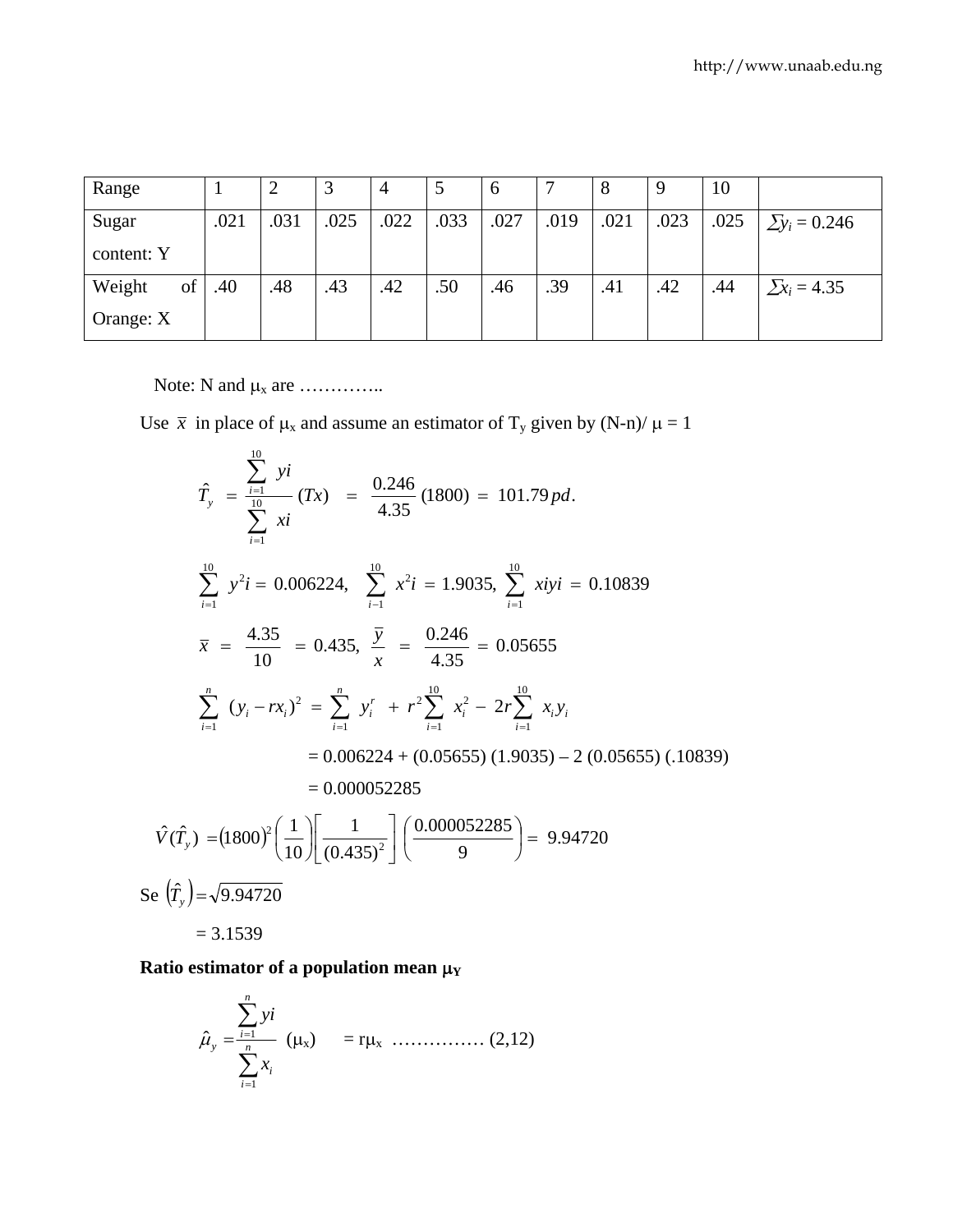| Range | 1 | 2 | 3 | 4 | 5 | 6 | 7 | 8 | 9 | 10 | |
|---|---|---|---|---|---|---|---|---|---|---|---|
| Sugar content: Y | .021 | .031 | .025 | .022 | .033 | .027 | .019 | .021 | .023 | .025 | $\sum y_i = 0.246$ |
| Weight of Orange: X | .40 | .48 | .43 | .42 | .50 | .46 | .39 | .41 | .42 | .44 | $\sum x_i = 4.35$ |

Note: N and $\mu_x$ are …………..

Use $\bar{x}$ in place of $\mu_x$ and assume an estimator of $T_y$ given by (N-n)/ $\mu$ = 1

$$\hat{T}_y = \frac{\sum_{i=1}^{10} yi}{\sum_{i=1}^{10} xi} (Tx) = \frac{0.246}{4.35} (1800) = 101.79\, pd.$$

$$\sum_{i=1}^{10} y^2 i = 0.006224, \quad \sum_{i-1}^{10} x^2 i = 1.9035, \; \sum_{i=1}^{10} xiyi = 0.10839$$

$$\bar{x} = \frac{4.35}{10} = 0.435, \; \frac{\bar{y}}{x} = \frac{0.246}{4.35} = 0.05655$$

$$\sum_{i=1}^{n} (y_i - rx_i)^2 = \sum_{i=1}^{n} y_i^r + r^2 \sum_{i=1}^{10} x_i^2 - 2r\sum_{i=1}^{10} x_i y_i$$

= 0.006224 + (0.05655) (1.9035) – 2 (0.05655) (.10839)

= 0.000052285

$$\hat{V}(\hat{T}_y) = (1800)^2 \left(\frac{1}{10}\right)\left[\frac{1}{(0.435)^2}\right]\left(\frac{0.000052285}{9}\right) = 9.94720$$

Se $\left(\hat{T}_y\right) = \sqrt{9.94720}$

= 3.1539

**Ratio estimator of a population mean $\mu_Y$**

$$\hat{\mu}_y = \frac{\sum_{i=1}^{n} yi}{\sum_{i=1}^{n} x_i} (\mu_x) \quad = r\mu_x \; …………… (2,12)$$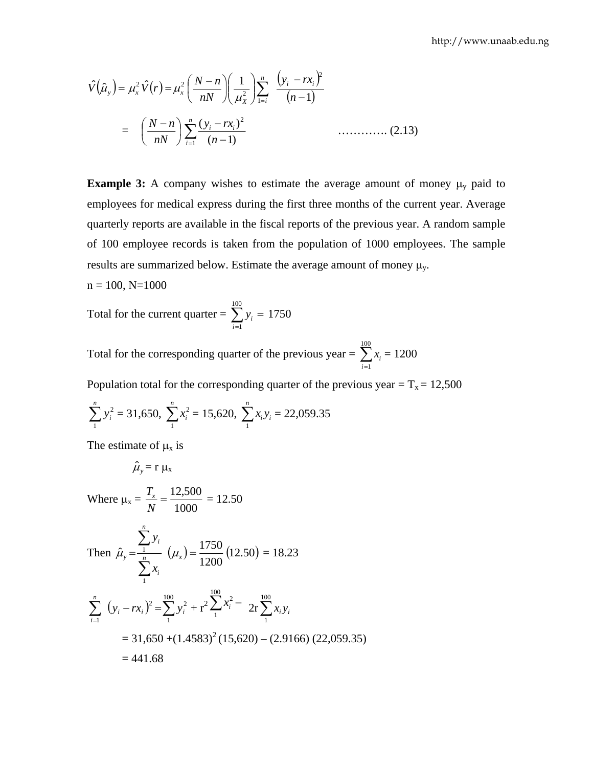$$\hat{V}(\hat{\mu}_y) = \mu_x^2 \hat{V}(r) = \mu_x^2 \left(\frac{N-n}{nN}\right)\left(\frac{1}{\mu_X^2}\right)\sum_{1=i}^{n} \frac{(y_i - rx_i)^2}{(n-1)}$$

$$= \left(\frac{N-n}{nN}\right)\sum_{i=1}^{n}\frac{(y_i - rx_i)^2}{(n-1)} \qquad \text{…………. (2.13)}$$

**Example 3:** A company wishes to estimate the average amount of money $\mu_y$ paid to employees for medical express during the first three months of the current year. Average quarterly reports are available in the fiscal reports of the previous year. A random sample of 100 employee records is taken from the population of 1000 employees. The sample results are summarized below. Estimate the average amount of money $\mu_y$.

n = 100, N=1000

Total for the current quarter = $\sum_{i=1}^{100} y_i = 1750$

Total for the corresponding quarter of the previous year = $\sum_{i=1}^{100} x_i = 1200$

Population total for the corresponding quarter of the previous year = $T_x = 12{,}500$

$\sum_{1}^{n} y_i^2 = 31{,}650$, $\sum_{1}^{n} x_i^2 = 15{,}620$, $\sum_{1}^{n} x_i y_i = 22{,}059.35$

The estimate of $\mu_x$ is

$$\hat{\mu}_y = r\,\mu_x$$

Where $\mu_x = \frac{T_x}{N} = \frac{12{,}500}{1000} = 12.50$

Then $\hat{\mu}_y = \frac{\sum_{1}^{n} y_i}{\sum_{1}^{n} x_i}(\mu_x) = \frac{1750}{1200}(12.50) = 18.23$

$$\sum_{i=1}^{n}(y_i - rx_i)^2 = \sum_{1}^{100} y_i^2 + r^2\sum_{1}^{100} x_i^2 - 2r\sum_{1}^{100} x_i y_i$$

$$= 31{,}650 + (1.4583)^2(15{,}620) - (2.9166)(22{,}059.35)$$

$$= 441.68$$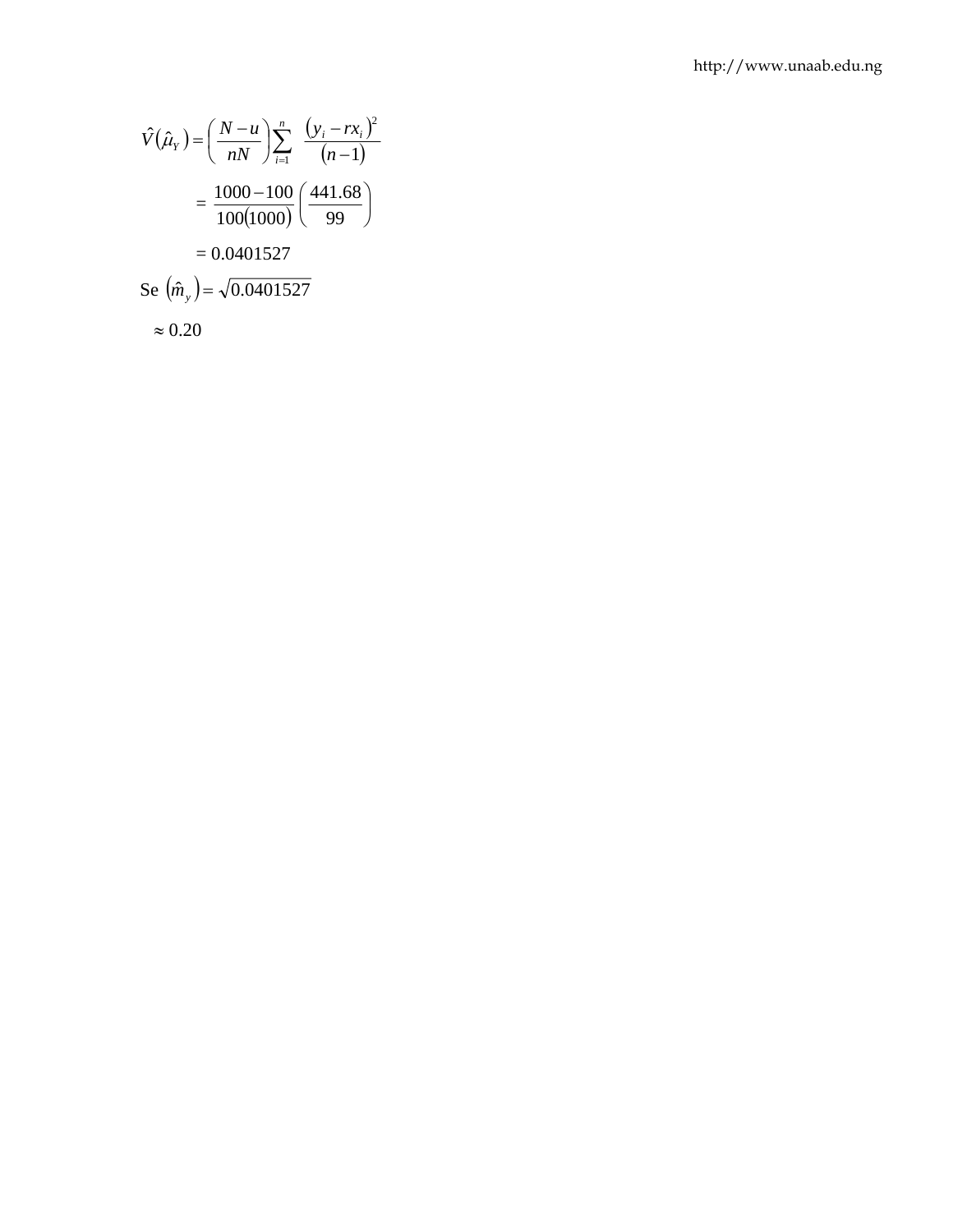$$\hat{V}(\hat{\mu}_Y) = \left(\frac{N-u}{nN}\right)\sum_{i=1}^{n} \frac{(y_i - rx_i)^2}{(n-1)}$$

$$= \frac{1000-100}{100(1000)}\left(\frac{441.68}{99}\right)$$

$$= 0.0401527$$

$$\text{Se } (\hat{m}_y) = \sqrt{0.0401527}$$

$$\approx 0.20$$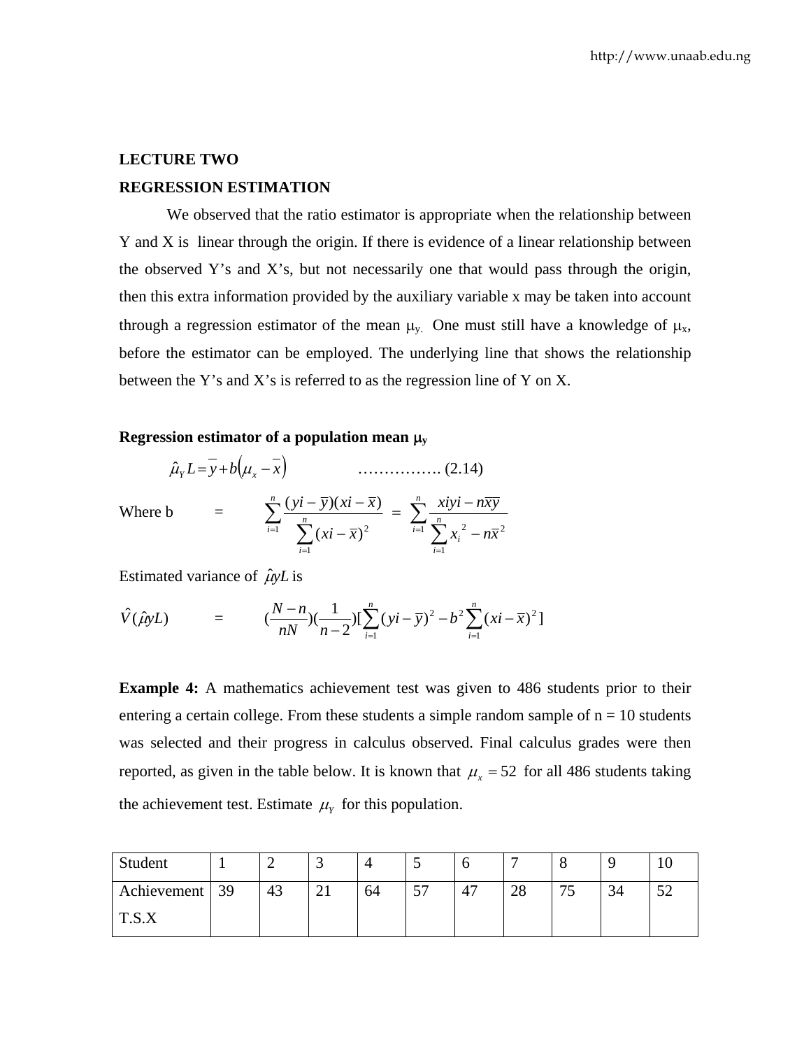**LECTURE TWO**

**REGRESSION ESTIMATION**

We observed that the ratio estimator is appropriate when the relationship between Y and X is linear through the origin. If there is evidence of a linear relationship between the observed Y's and X's, but not necessarily one that would pass through the origin, then this extra information provided by the auxiliary variable x may be taken into account through a regression estimator of the mean $\mu_y$. One must still have a knowledge of $\mu_x$, before the estimator can be employed. The underlying line that shows the relationship between the Y's and X's is referred to as the regression line of Y on X.

**Regression estimator of a population mean $\mu_y$**

$$\hat{\mu}_Y L = \overline{y} + b(\mu_x - \overline{x}) \qquad \text{…………….} \ (2.14)$$

Where b $= \sum_{i=1}^{n} \frac{(yi - \overline{y})(xi - \overline{x})}{\sum_{i=1}^{n}(xi - \overline{x})^2} = \sum_{i=1}^{n} \frac{xiyi - n\overline{xy}}{\sum_{i=1}^{n} x_i^{\,2} - n\overline{x}^2}$

Estimated variance of $\hat{\mu}yL$ is

$$\hat{V}(\hat{\mu}yL) = \left(\frac{N-n}{nN}\right)\left(\frac{1}{n-2}\right)\left[\sum_{i=1}^{n}(yi - \overline{y})^2 - b^2\sum_{i=1}^{n}(xi - \overline{x})^2\right]$$

**Example 4:** A mathematics achievement test was given to 486 students prior to their entering a certain college. From these students a simple random sample of n = 10 students was selected and their progress in calculus observed. Final calculus grades were then reported, as given in the table below. It is known that $\mu_x = 52$ for all 486 students taking the achievement test. Estimate $\mu_Y$ for this population.

| Student | 1 | 2 | 3 | 4 | 5 | 6 | 7 | 8 | 9 | 10 |
|---|---|---|---|---|---|---|---|---|---|---|
| Achievement T.S.X | 39 | 43 | 21 | 64 | 57 | 47 | 28 | 75 | 34 | 52 |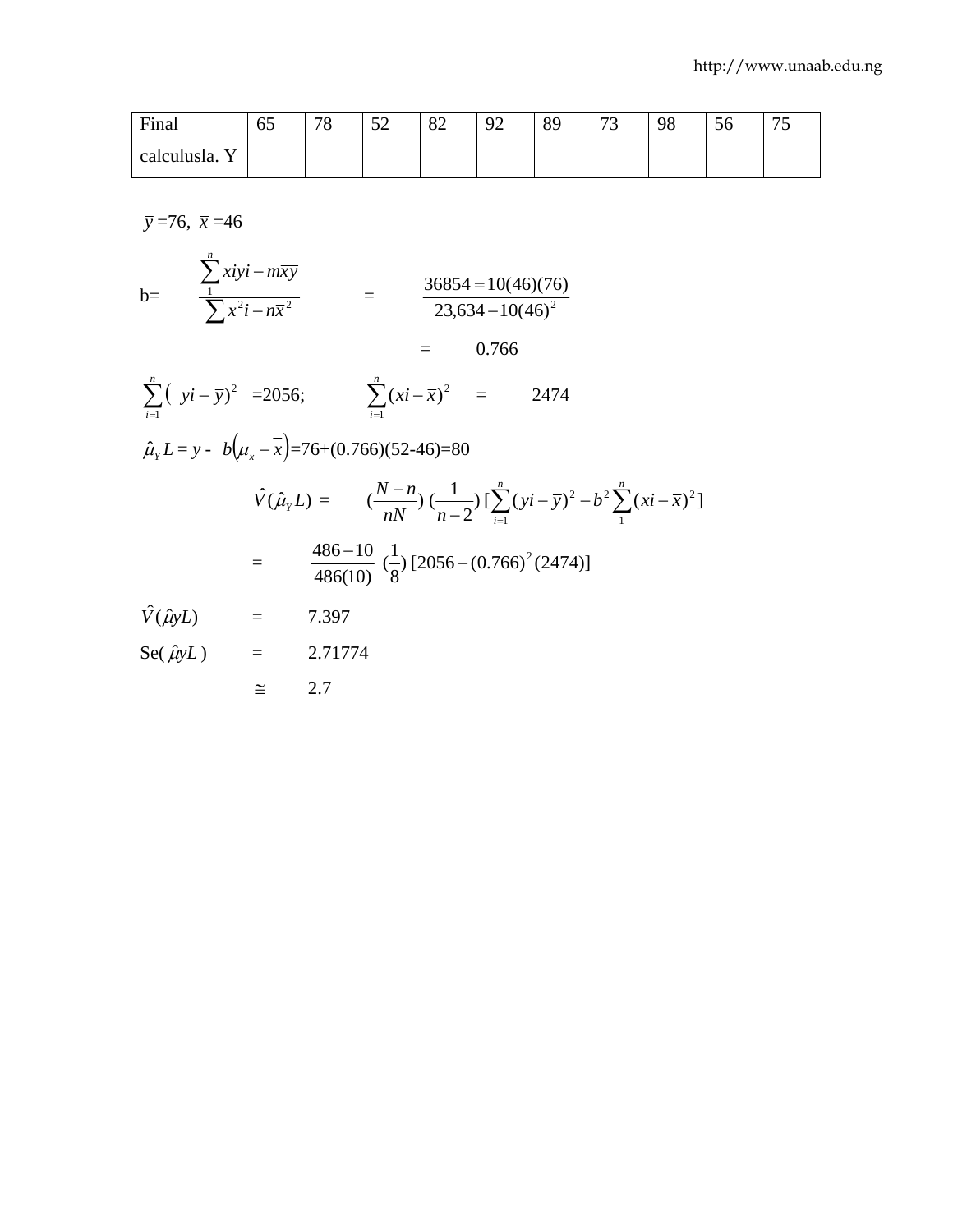| Final calculusla. Y | 65 | 78 | 52 | 82 | 92 | 89 | 73 | 98 | 56 | 75 |
|---|---|---|---|---|---|---|---|---|---|---|

$\bar{y}$ =76, $\bar{x}$ =46

$$b = \frac{\sum_{1}^{n} xiyi - m\overline{xy}}{\sum x^2 i - n\bar{x}^2} = \frac{36854 = 10(46)(76)}{23{,}634 - 10(46)^2}$$

$$= 0.766$$

$\sum_{i=1}^{n}( yi - \bar{y})^2$ =2056; $\sum_{i=1}^{n}(xi - \bar{x})^2$ = 2474

$\hat{\mu}_Y L = \bar{y}$ - $b\left(\mu_x - \bar{x}\right)$=76+(0.766)(52-46)=80

$$\hat{V}(\hat{\mu}_Y L) = \left(\frac{N-n}{nN}\right)\left(\frac{1}{n-2}\right)\left[\sum_{i=1}^{n}(yi - \bar{y})^2 - b^2 \sum_{1}^{n}(xi - \bar{x})^2\right]$$

$$= \frac{486-10}{486(10)}\left(\frac{1}{8}\right)[2056 - (0.766)^2(2474)]$$

$\hat{V}(\hat{\mu}yL)$ = 7.397

Se( $\hat{\mu}yL$ ) = 2.71774

$\cong$ 2.7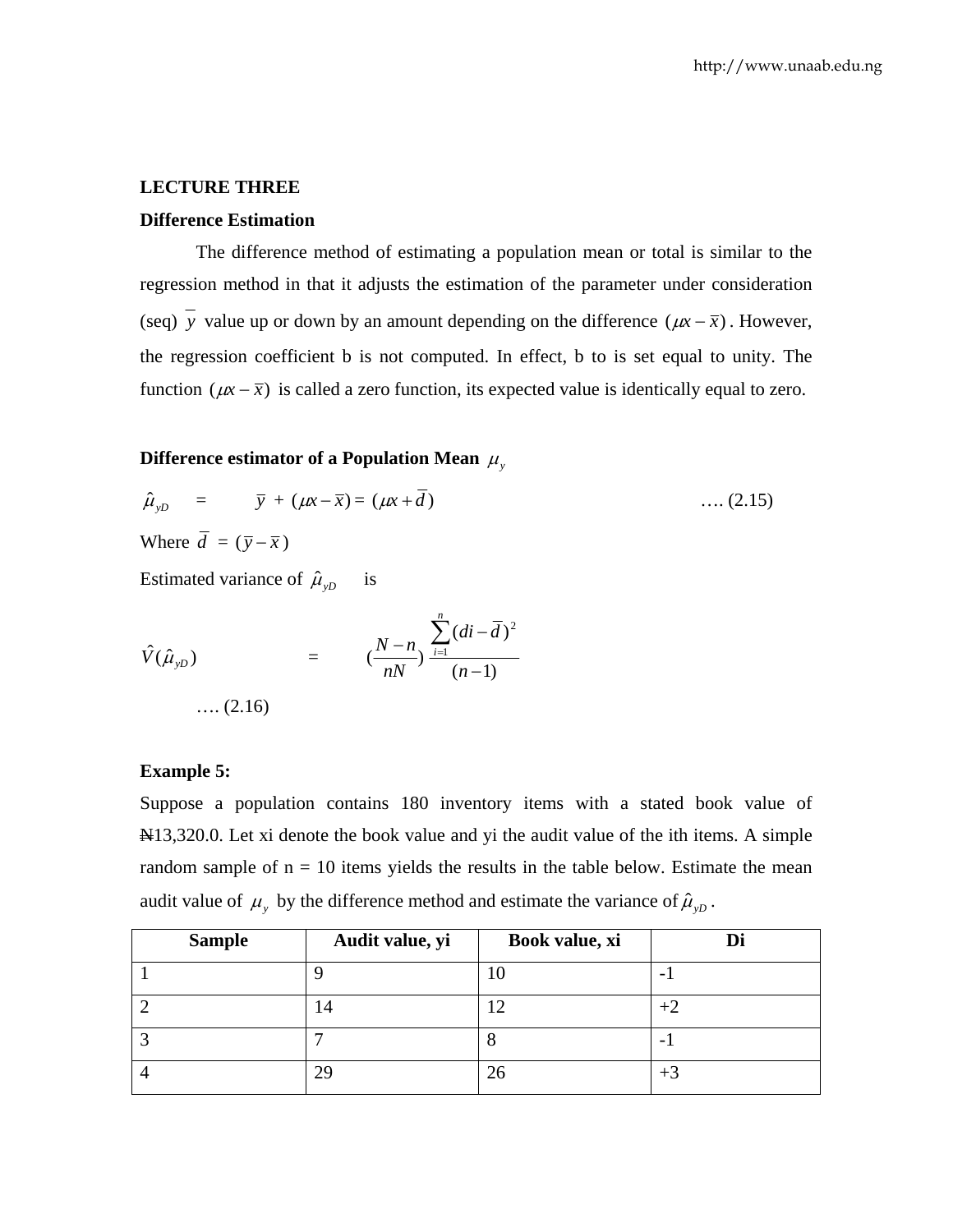**LECTURE THREE**

**Difference Estimation**

The difference method of estimating a population mean or total is similar to the regression method in that it adjusts the estimation of the parameter under consideration (seq) $\overline{y}$ value up or down by an amount depending on the difference $(\mu x - \overline{x})$. However, the regression coefficient b is not computed. In effect, b to is set equal to unity. The function $(\mu x - \overline{x})$ is called a zero function, its expected value is identically equal to zero.

**Difference estimator of a Population Mean $\mu_y$**

$$\hat{\mu}_{yD} = \overline{y} + (\mu x - \overline{x}) = (\mu x + \overline{d}) \quad \text{…. (2.15)}$$

Where $\overline{d} = (\overline{y} - \overline{x})$

Estimated variance of $\hat{\mu}_{yD}$ is

$$\hat{V}(\hat{\mu}_{yD}) = \left(\frac{N-n}{nN}\right) \frac{\sum_{i=1}^{n}(di - \overline{d})^2}{(n-1)}$$

…. (2.16)

**Example 5:**

Suppose a population contains 180 inventory items with a stated book value of ₦13,320.0. Let xi denote the book value and yi the audit value of the ith items. A simple random sample of n = 10 items yields the results in the table below. Estimate the mean audit value of $\mu_y$ by the difference method and estimate the variance of $\hat{\mu}_{yD}$.

| Sample | Audit value, yi | Book value, xi | Di |
|---|---|---|---|
| 1 | 9 | 10 | -1 |
| 2 | 14 | 12 | +2 |
| 3 | 7 | 8 | -1 |
| 4 | 29 | 26 | +3 |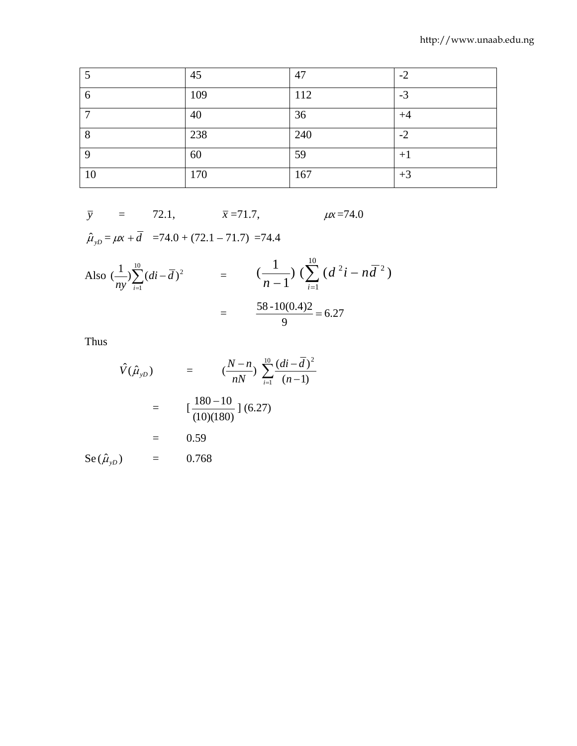| 5 | 45 | 47 | -2 |
|---|---|---|---|
| 6 | 109 | 112 | -3 |
| 7 | 40 | 36 | +4 |
| 8 | 238 | 240 | -2 |
| 9 | 60 | 59 | +1 |
| 10 | 170 | 167 | +3 |

$\bar{y}$ = 72.1, $\bar{x}$ =71.7, $\mu x$ =74.0

$\hat{\mu}_{yD} = \mu x + \bar{d}$ =74.0 + (72.1 – 71.7) =74.4

Also $(\frac{1}{ny})\sum_{i=1}^{10}(di - \bar{d})^2$ = $(\frac{1}{n-1})\ (\sum_{i=1}^{10}(d^2 i - n\bar{d}^2)$

$$= \frac{58 - 10(0.4)2}{9} = 6.27$$

Thus

$$\hat{V}(\hat{\mu}_{yD}) = (\frac{N-n}{nN})\ \sum_{i=1}^{10}\frac{(di - \bar{d})^2}{(n-1)}$$

$$= [\frac{180 - 10}{(10)(180)}]\ (6.27)$$

$$= 0.59$$

Se $(\hat{\mu}_{yD})$ = 0.768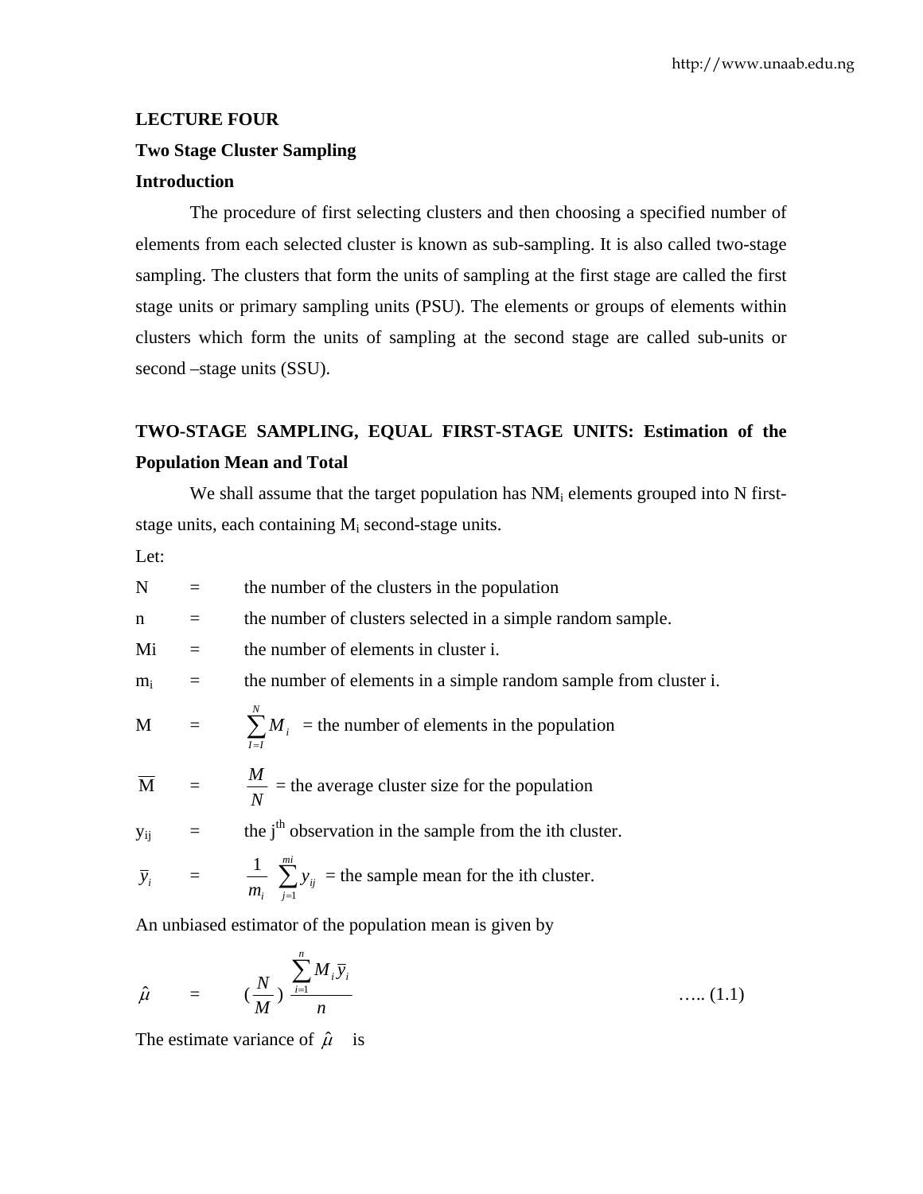**LECTURE FOUR**

**Two Stage Cluster Sampling**

**Introduction**

The procedure of first selecting clusters and then choosing a specified number of elements from each selected cluster is known as sub-sampling. It is also called two-stage sampling. The clusters that form the units of sampling at the first stage are called the first stage units or primary sampling units (PSU). The elements or groups of elements within clusters which form the units of sampling at the second stage are called sub-units or second –stage units (SSU).

**TWO-STAGE SAMPLING, EQUAL FIRST-STAGE UNITS: Estimation of the Population Mean and Total**

We shall assume that the target population has $NM_i$ elements grouped into N first-stage units, each containing $M_i$ second-stage units.

Let:

N = the number of the clusters in the population

n = the number of clusters selected in a simple random sample.

Mi = the number of elements in cluster i.

$m_i$ = the number of elements in a simple random sample from cluster i.

M = $\sum_{I=I}^{N} M_i$ = the number of elements in the population

$\overline{M}$ = $\frac{M}{N}$ = the average cluster size for the population

$y_{ij}$ = the $j^{th}$ observation in the sample from the ith cluster.

$\bar{y}_i$ = $\frac{1}{m_i} \sum_{j=1}^{mi} y_{ij}$ = the sample mean for the ith cluster.

An unbiased estimator of the population mean is given by

$$\hat{\mu} = \left(\frac{N}{M}\right) \frac{\sum_{i=1}^{n} M_i \bar{y}_i}{n} \qquad \text{….. (1.1)}$$

The estimate variance of $\hat{\mu}$ is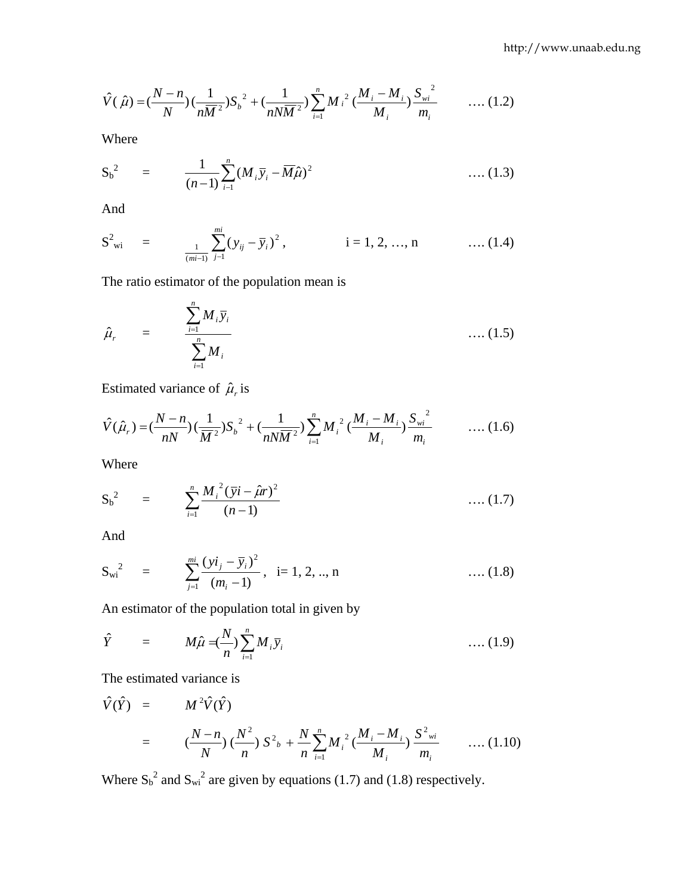$$\hat{V}(\hat{\mu}) = (\frac{N-n}{N})(\frac{1}{n\bar{M}^2})S_b{}^2 + (\frac{1}{nN\bar{M}^2})\sum_{i=1}^{n} M_i{}^2 (\frac{M_i - M_i}{M_i})\frac{S_{wi}{}^2}{m_i} \qquad \text{…. (1.2)}$$

Where

$$S_b{}^2 = \frac{1}{(n-1)}\sum_{i-1}^{n}(M_i\bar{y}_i - \bar{M}\hat{\mu})^2 \qquad \text{…. (1.3)}$$

And

$$S^2{}_{wi} = \frac{1}{(mi-1)}\sum_{j-1}^{mi}(y_{ij} - \bar{y}_i)^2, \qquad i = 1, 2, \ldots, n \qquad \text{…. (1.4)}$$

The ratio estimator of the population mean is

$$\hat{\mu}_r = \frac{\sum_{i=1}^{n} M_i\bar{y}_i}{\sum_{i=1}^{n} M_i} \qquad \text{…. (1.5)}$$

Estimated variance of $\hat{\mu}_r$ is

$$\hat{V}(\hat{\mu}_r) = (\frac{N-n}{nN})(\frac{1}{\bar{M}^2})S_b{}^2 + (\frac{1}{nN\bar{M}^2})\sum_{i=1}^{n} M_i{}^2 (\frac{M_i - M_i}{M_i})\frac{S_{wi}{}^2}{m_i} \qquad \text{…. (1.6)}$$

Where

$$S_b{}^2 = \sum_{i=1}^{n}\frac{M_i{}^2(\bar{y}i - \hat{\mu}r)^2}{(n-1)} \qquad \text{…. (1.7)}$$

And

$$S_{wi}{}^2 = \sum_{j=1}^{mi}\frac{(yi_j - \bar{y}_i)^2}{(m_i - 1)}, \quad i = 1, 2, .., n \qquad \text{…. (1.8)}$$

An estimator of the population total in given by

$$\hat{Y} = M\hat{\mu} = (\frac{N}{n})\sum_{i=1}^{n} M_i\bar{y}_i \qquad \text{…. (1.9)}$$

The estimated variance is

$$\hat{V}(\hat{Y}) = M^2\hat{V}(\hat{Y})$$

$$= (\frac{N-n}{N})(\frac{N^2}{n})S^2{}_b + \frac{N}{n}\sum_{i=1}^{n} M_i{}^2 (\frac{M_i - M_i}{M_i})\frac{S^2{}_{wi}}{m_i} \qquad \text{…. (1.10)}$$

Where $S_b{}^2$ and $S_{wi}{}^2$ are given by equations (1.7) and (1.8) respectively.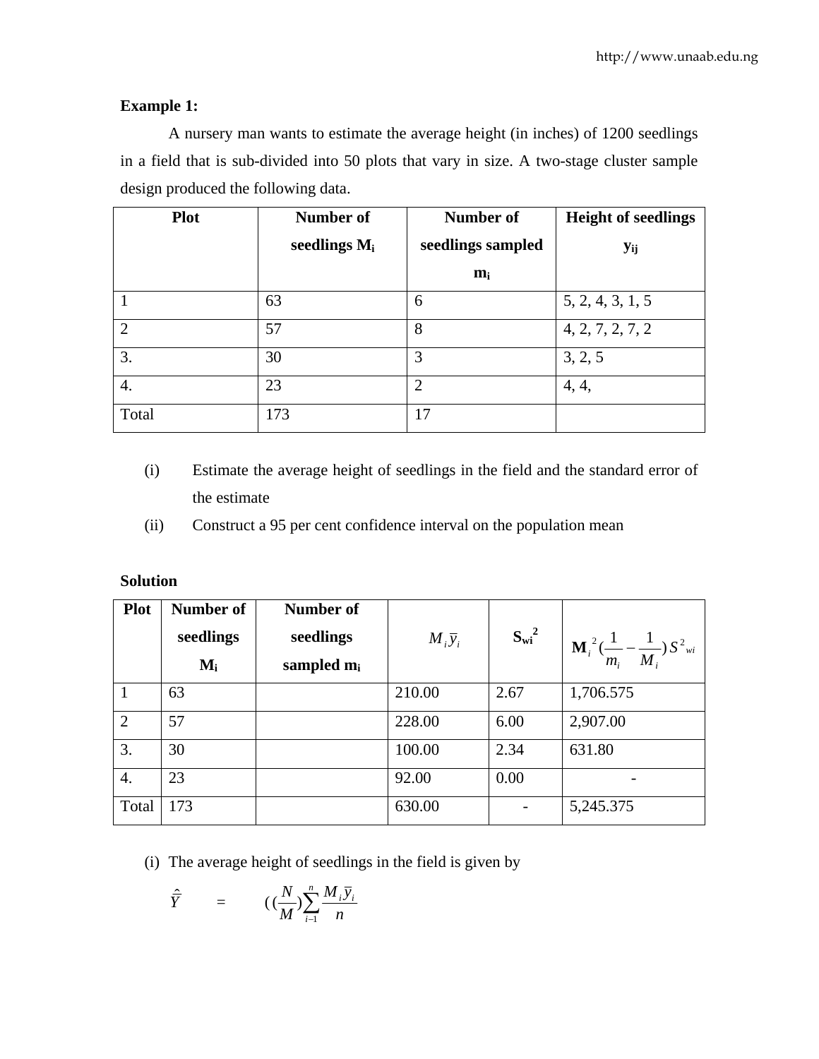**Example 1:**

A nursery man wants to estimate the average height (in inches) of 1200 seedlings in a field that is sub-divided into 50 plots that vary in size. A two-stage cluster sample design produced the following data.

| Plot | Number of seedlings $M_i$ | Number of seedlings sampled $m_i$ | Height of seedlings $y_{ij}$ |
|---|---|---|---|
| 1 | 63 | 6 | 5, 2, 4, 3, 1, 5 |
| 2 | 57 | 8 | 4, 2, 7, 2, 7, 2 |
| 3. | 30 | 3 | 3, 2, 5 |
| 4. | 23 | 2 | 4, 4, |
| Total | 173 | 17 | |

(i) Estimate the average height of seedlings in the field and the standard error of the estimate

(ii) Construct a 95 per cent confidence interval on the population mean

**Solution**

| Plot | Number of seedlings $M_i$ | Number of seedlings sampled $m_i$ | $M_i\bar{y}_i$ | $S_{wi}^2$ | $M_i^2(\frac{1}{m_i} - \frac{1}{M_i})S^2_{wi}$ |
|---|---|---|---|---|---|
| 1 | 63 | | 210.00 | 2.67 | 1,706.575 |
| 2 | 57 | | 228.00 | 6.00 | 2,907.00 |
| 3. | 30 | | 100.00 | 2.34 | 631.80 |
| 4. | 23 | | 92.00 | 0.00 | - |
| Total | 173 | | 630.00 | - | 5,245.375 |

(i) The average height of seedlings in the field is given by

$$\hat{\bar{Y}} = ((\frac{N}{M})\sum_{i=1}^{n}\frac{M_i\bar{y}_i}{n}$$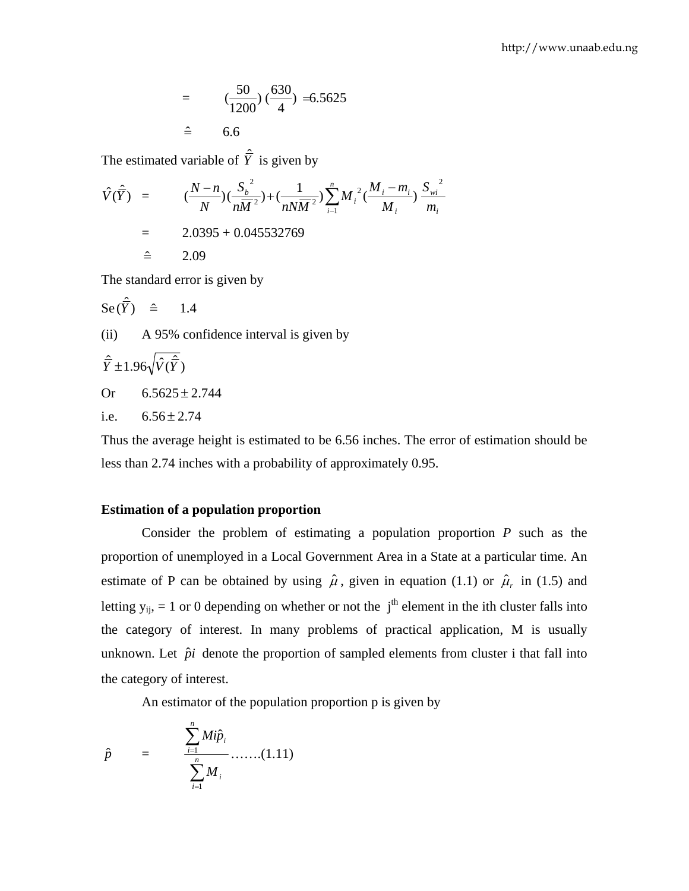$$= \quad (\frac{50}{1200})\,(\frac{630}{4}) = 6.5625$$

$$\hat{=} \quad 6.6$$

The estimated variable of $\hat{\bar{Y}}$ is given by

$$\hat{V}(\hat{\bar{Y}}) \quad = \quad (\frac{N-n}{N})(\frac{S_b{}^2}{n\bar{M}^2}) + (\frac{1}{nN\bar{M}^2})\sum_{i-1}^{n} M_i{}^2 (\frac{M_i - m_i}{M_i})\,\frac{S_{wi}{}^2}{m_i}$$

$$= \quad 2.0395 + 0.045532769$$

$$\hat{=} \quad 2.09$$

The standard error is given by

$$\text{Se}(\hat{\bar{Y}}) \quad \hat{=} \quad 1.4$$

(ii) A 95% confidence interval is given by

$$\hat{\bar{Y}} \pm 1.96\sqrt{\hat{V}(\hat{\bar{Y}})}$$

Or $6.5625 \pm 2.744$

i.e. $6.56 \pm 2.74$

Thus the average height is estimated to be 6.56 inches. The error of estimation should be less than 2.74 inches with a probability of approximately 0.95.

**Estimation of a population proportion**

Consider the problem of estimating a population proportion $P$ such as the proportion of unemployed in a Local Government Area in a State at a particular time. An estimate of P can be obtained by using $\hat{\mu}$, given in equation (1.1) or $\hat{\mu}_r$ in (1.5) and letting $y_{ij}$, = 1 or 0 depending on whether or not the $j^{th}$ element in the ith cluster falls into the category of interest. In many problems of practical application, M is usually unknown. Let $\hat{p}i$ denote the proportion of sampled elements from cluster i that fall into the category of interest.

An estimator of the population proportion p is given by

$$\hat{p} \quad = \quad \frac{\sum_{i=1}^{n} Mi\hat{p}_i}{\sum_{i=1}^{n} M_i} \quad \text{…….(1.11)}$$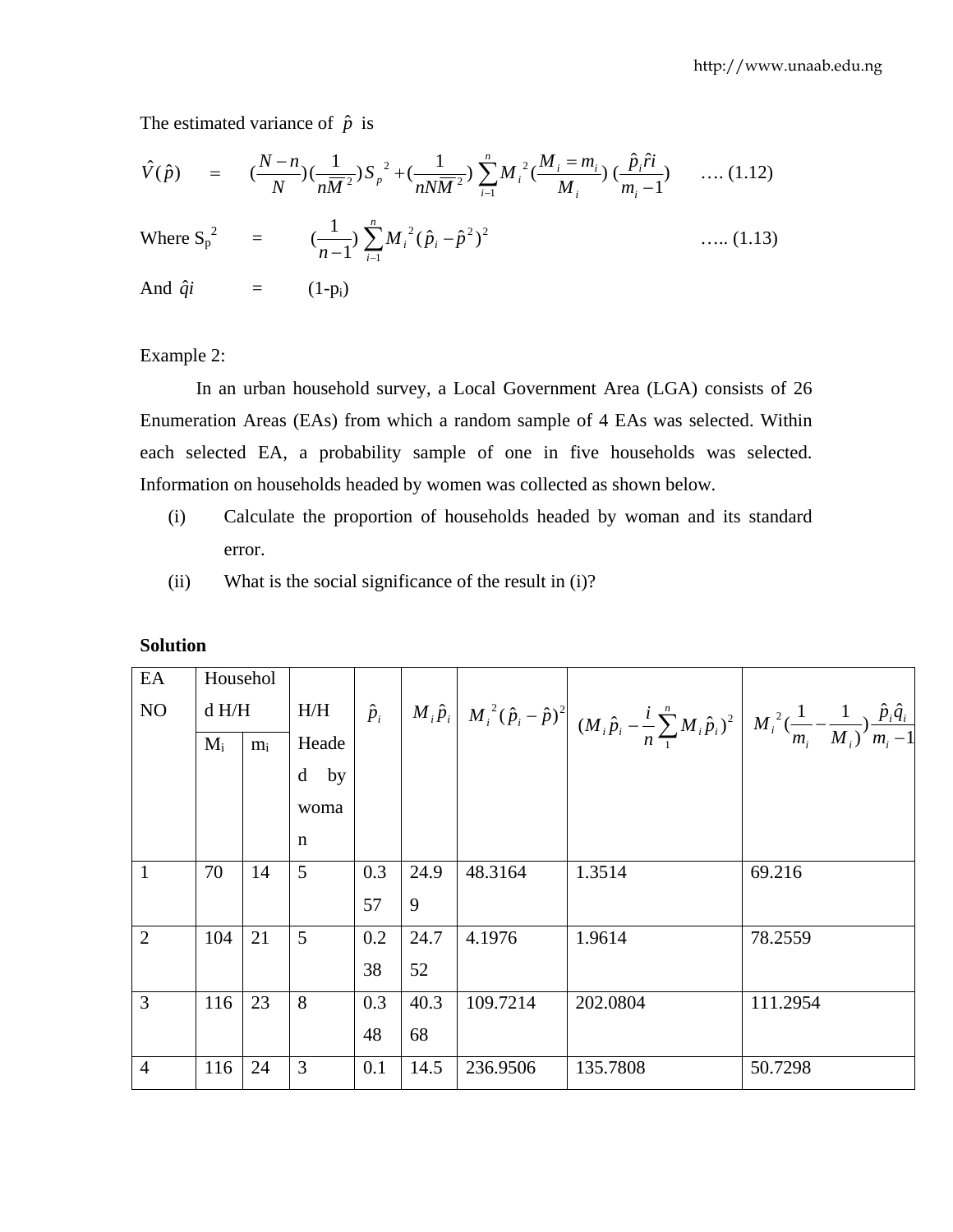The estimated variance of $\hat{p}$ is

$$\hat{V}(\hat{p}) \quad = \quad (\frac{N-n}{N})(\frac{1}{n\overline{M}^2})S_p{}^2 + (\frac{1}{nN\overline{M}^2})\sum_{i-1}^{n} M_i{}^2(\frac{M_i = m_i}{M_i})\ (\frac{\hat{p}_i\hat{r}i}{m_i - 1}) \qquad \text{…. (1.12)}$$

$$\text{Where } S_p{}^2 \quad = \quad (\frac{1}{n-1})\sum_{i-1}^{n} M_i{}^2(\hat{p}_i - \hat{p}^2)^2 \qquad \text{….. (1.13)}$$

And $\hat{q}i \quad = \quad (1\text{-}p_i)$

Example 2:

In an urban household survey, a Local Government Area (LGA) consists of 26 Enumeration Areas (EAs) from which a random sample of 4 EAs was selected. Within each selected EA, a probability sample of one in five households was selected. Information on households headed by women was collected as shown below.

(i) Calculate the proportion of households headed by woman and its standard error.

(ii) What is the social significance of the result in (i)?

**Solution**

| EA NO | Household H/H | | H/H Headed by woman | $\hat{p}_i$ | $M_i\hat{p}_i$ | $M_i{}^2(\hat{p}_i - \hat{p})^2$ | $(M_i\hat{p}_i - \frac{i}{n}\sum_{1}^{n} M_i\hat{p}_i)^2$ | $M_i{}^2(\frac{1}{m_i} - \frac{1}{M_i})\frac{\hat{p}_i\hat{q}_i}{m_i - 1}$ |
|---|---|---|---|---|---|---|---|---|
| | $M_i$ | $m_i$ | | | | | | |
| 1 | 70 | 14 | 5 | 0.357 | 24.99 | 48.3164 | 1.3514 | 69.216 |
| 2 | 104 | 21 | 5 | 0.238 | 24.752 | 4.1976 | 1.9614 | 78.2559 |
| 3 | 116 | 23 | 8 | 0.348 | 40.368 | 109.7214 | 202.0804 | 111.2954 |
| 4 | 116 | 24 | 3 | 0.1 | 14.5 | 236.9506 | 135.7808 | 50.7298 |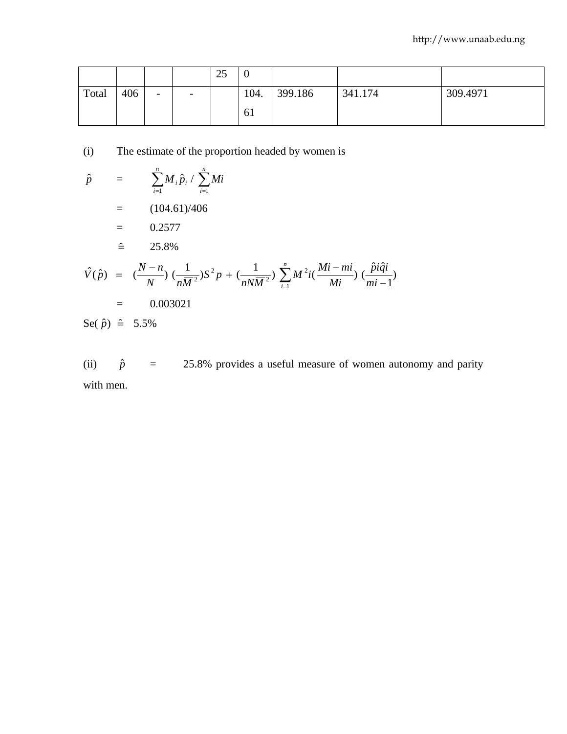| | | | | 25 | 0 | | | |
|---|---|---|---|---|---|---|---|---|
| Total | 406 | - | - | | 104.61 | 399.186 | 341.174 | 309.4971 |

(i) The estimate of the proportion headed by women is

$$\hat{p} = \sum_{i=1}^{n} M_i \hat{p}_i \Big/ \sum_{i=1}^{n} Mi$$

$= (104.61)/406$

$= 0.2577$

$\hat{=}$ 25.8%

$$\hat{V}(\hat{p}) = \left(\frac{N-n}{N}\right)\left(\frac{1}{n\bar{M}^2}\right)S^2 p + \left(\frac{1}{nN\bar{M}^2}\right)\sum_{i=1}^{n} M^2 i\left(\frac{Mi - mi}{Mi}\right)\left(\frac{\hat{p}i\hat{q}i}{mi-1}\right)$$

$= 0.003021$

Se( $\hat{p}$ ) $\hat{=}$ 5.5%

(ii) $\hat{p}$ = 25.8% provides a useful measure of women autonomy and parity with men.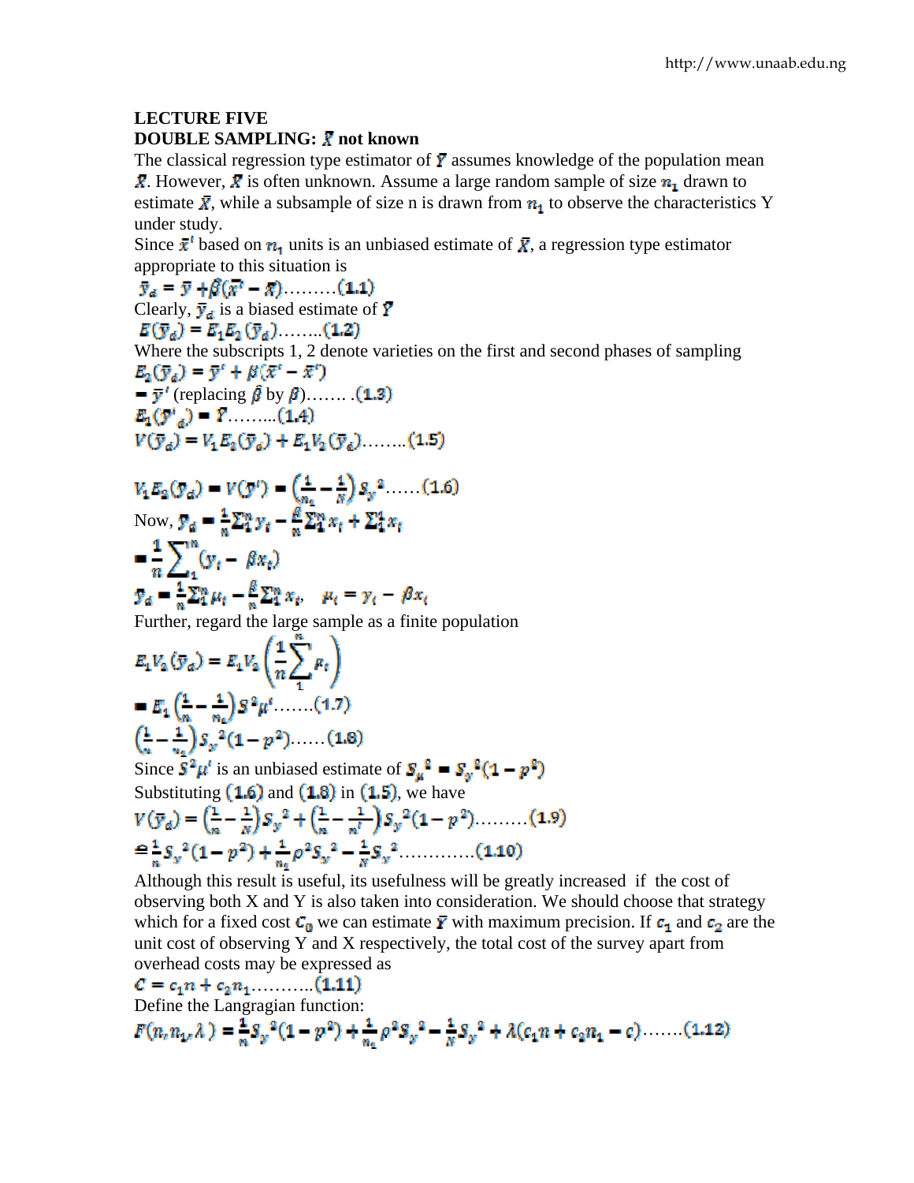### LECTURE FIVE

### DOUBLE SAMPLING: $\bar{X}$ not known

The classical regression type estimator of $\bar{Y}$ assumes knowledge of the population mean $\bar{X}$. However, $\bar{X}$ is often unknown. Assume a large random sample of size $n_1$ drawn to estimate $\bar{X}$, while a subsample of size n is drawn from $n_1$ to observe the characteristics Y under study.

Since $\bar{x}'$ based on $n_1$ units is an unbiased estimate of $\bar{X}$, a regression type estimator appropriate to this situation is

$$\bar{y}_d = \bar{y} + \hat{\beta}(\bar{x}' - \bar{x}) \ldots\ldots\ldots(1.1)$$

Clearly, $\bar{y}_d$ is a biased estimate of $\bar{Y}$

$$E(\bar{y}_d) = E_1 E_2(\bar{y}_d) \ldots\ldots\ldots(1.2)$$

Where the subscripts 1, 2 denote varieties on the first and second phases of sampling

$$E_2(\bar{y}_d) = \bar{y}' + \beta(\bar{x}' - \bar{x}')$$

$= \bar{y}'$ (replacing $\hat{\beta}$ by $\beta$)……. $(1.3)$

$$E_1(\bar{y}'_d) = \bar{Y} \ldots\ldots\ldots(1.4)$$

$$V(\bar{y}_d) = V_1 E_2(\bar{y}_d) + E_1 V_2(\bar{y}_d) \ldots\ldots\ldots(1.5)$$

$$V_1 E_2(\bar{y}_d) = V(\bar{y}') = \left(\frac{1}{n_1} - \frac{1}{N}\right) S_y^2 \ldots\ldots(1.6)$$

Now, $\bar{y}_d = \frac{1}{n}\sum_1^n y_i - \frac{\beta}{n}\sum_1^n x_i + \sum_1^1 x_i$

$$= \frac{1}{n}\sum_1^n (y_i - \beta x_i)$$

$$\bar{y}_d = \frac{1}{n}\sum_1^n \mu_i - \frac{\beta}{n}\sum_1^n x_i, \quad \mu_i = y_i - \beta x_i$$

Further, regard the large sample as a finite population

$$E_1 V_2(\bar{y}_d) = E_1 V_2\left(\frac{1}{n}\sum_1^n \mu_i\right)$$

$$= E_1\left(\frac{1}{n} - \frac{1}{n_1}\right) S^2 \mu' \ldots\ldots(1.7)$$

$$\left(\frac{1}{n} - \frac{1}{n_1}\right) S_y^2 (1 - p^2) \ldots\ldots(1.8)$$

Since $S^2\mu'$ is an unbiased estimate of $S_\mu^2 = S_y^2(1 - p^2)$

Substituting $(1.6)$ and $(1.8)$ in $(1.5)$, we have

$$V(\bar{y}_d) = \left(\frac{1}{n} - \frac{1}{N}\right) S_y^2 + \left(\frac{1}{n} - \frac{1}{n'}\right) S_y^2 (1 - p^2) \ldots\ldots\ldots(1.9)$$

$$\cong \frac{1}{n} S_y^2 (1 - p^2) + \frac{1}{n_1} \rho^2 S_y^2 - \frac{1}{N} S_y^2 \ldots\ldots\ldots\ldots(1.10)$$

Although this result is useful, its usefulness will be greatly increased if the cost of observing both X and Y is also taken into consideration. We should choose that strategy which for a fixed cost $C_0$ we can estimate $\bar{Y}$ with maximum precision. If $c_1$ and $c_2$ are the unit cost of observing Y and X respectively, the total cost of the survey apart from overhead costs may be expressed as

$$C = c_1 n + c_2 n_1 \ldots\ldots\ldots(1.11)$$

Define the Langragian function:

$$F(n, n_1, \lambda) = \frac{1}{n} S_y^2 (1 - p^2) + \frac{1}{n_1} \rho^2 S_y^2 - \frac{1}{N} S_y^2 + \lambda(c_1 n + c_2 n_1 - c) \ldots\ldots(1.12)$$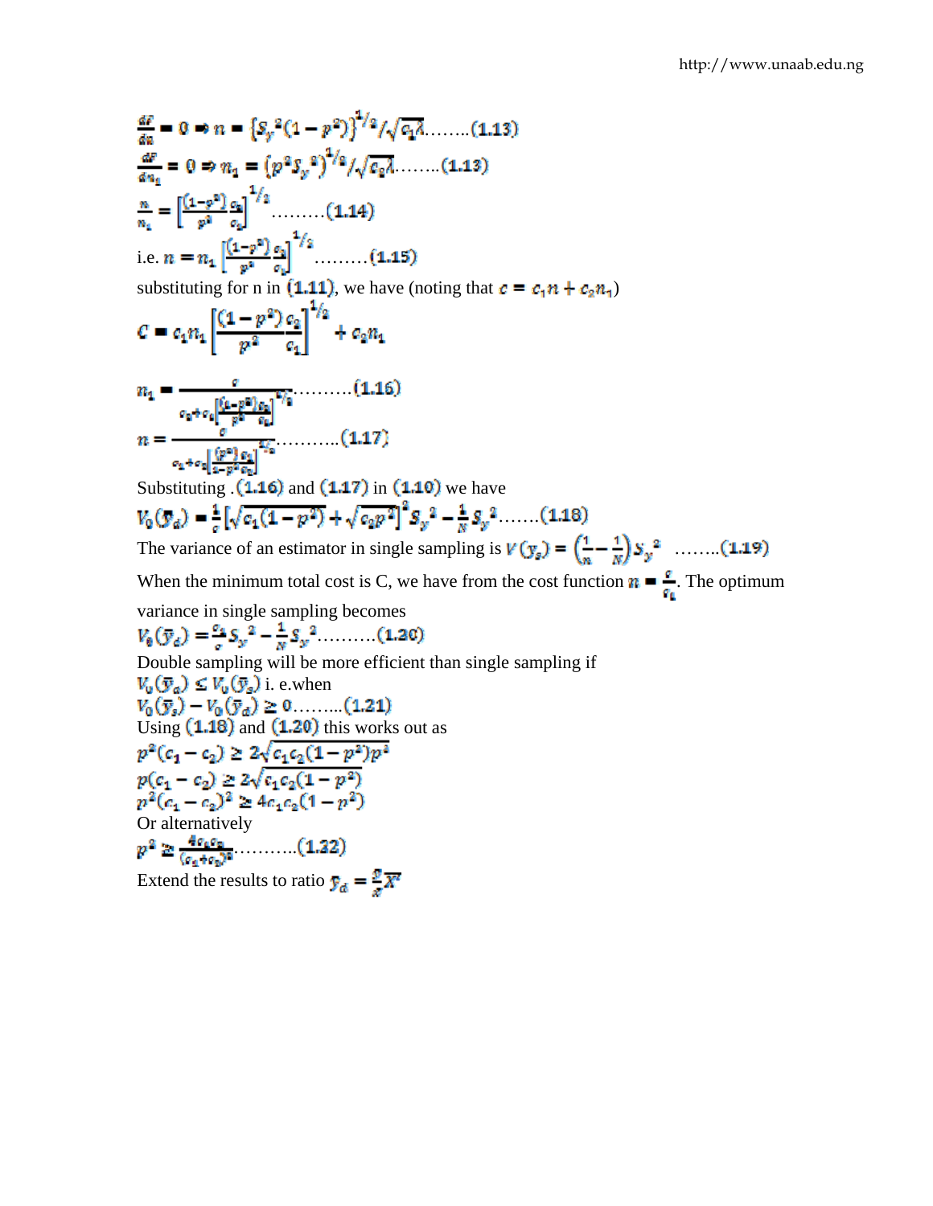$$\frac{dF}{dn} = 0 \Rightarrow n = \left\{S_y^{\,2}(1-p^2)\right\}^{1/2} / \sqrt{c_1\lambda} \ldots\ldots\ldots(1.13)$$

$$\frac{dF}{dn_1} = 0 \Rightarrow n_1 = \left(p^2 S_y^{\,2}\right)^{1/2} / \sqrt{c_2\lambda} \ldots\ldots\ldots(1.13)$$

$$\frac{n}{n_1} = \left[\frac{(1-p^2)}{p^2}\frac{c_2}{c_1}\right]^{1/2} \ldots\ldots\ldots(1.14)$$

i.e. $n = n_1\left[\frac{(1-p^2)}{p^2}\frac{c_2}{c_1}\right]^{1/2} \ldots\ldots\ldots(1.15)$

substituting for n in (1.11), we have (noting that $c = c_1 n + c_2 n_1$)

$$C = c_1 n_1\left[\frac{(1-p^2)}{p^2}\frac{c_2}{c_1}\right]^{1/2} + c_2 n_1$$

$$n_1 = \frac{c}{c_2 + c_1\left[\frac{(1-p^2)}{p^2}\frac{c_2}{c_1}\right]^{1/2}} \ldots\ldots\ldots(1.16)$$

$$n = \frac{c}{c_1 + c_2\left[\frac{(p^2)}{1-p^2}\frac{c_1}{c_2}\right]^{1/2}} \ldots\ldots\ldots(1.17)$$

Substituting .(1.16) and (1.17) in (1.10) we have

$$V_0(\bar{y}_d) = \frac{1}{c}\left[\sqrt{c_1(1-p^2)} + \sqrt{c_2 p^2}\right]^2 S_y^{\,2} - \frac{1}{N}S_y^{\,2} \ldots\ldots\ldots(1.18)$$

The variance of an estimator in single sampling is $V(\bar{y}_s) = \left(\frac{1}{n} - \frac{1}{N}\right)S_y^{\,2} \quad \ldots\ldots\ldots(1.19)$

When the minimum total cost is C, we have from the cost function $n = \frac{c}{c_1}$. The optimum variance in single sampling becomes

$$V_0(\bar{y}_d) = \frac{c_1}{c}S_y^{\,2} - \frac{1}{N}S_y^{\,2} \ldots\ldots\ldots(1.20)$$

Double sampling will be more efficient than single sampling if

$V_0(\bar{y}_d) \leq V_0(\bar{y}_s)$ i. e.when

$$V_0(\bar{y}_s) - V_0(\bar{y}_d) \geq 0 \ldots\ldots\ldots(1.21)$$

Using (1.18) and (1.20) this works out as

$$p^2(c_1 - c_2) \geq 2\sqrt{c_1c_2(1-p^2)p^2}$$

$$p(c_1 - c_2) \geq 2\sqrt{c_1c_2(1-p^2)}$$

$$p^2(c_1 - c_2)^2 \geq 4c_1c_2(1-p^2)$$

Or alternatively

$$p^2 \geq \frac{4c_1c_2}{(c_1+c_2)^2} \ldots\ldots\ldots(1.22)$$

Extend the results to ratio $\bar{y}_d = \frac{\bar{y}}{\bar{x}}\bar{X}'$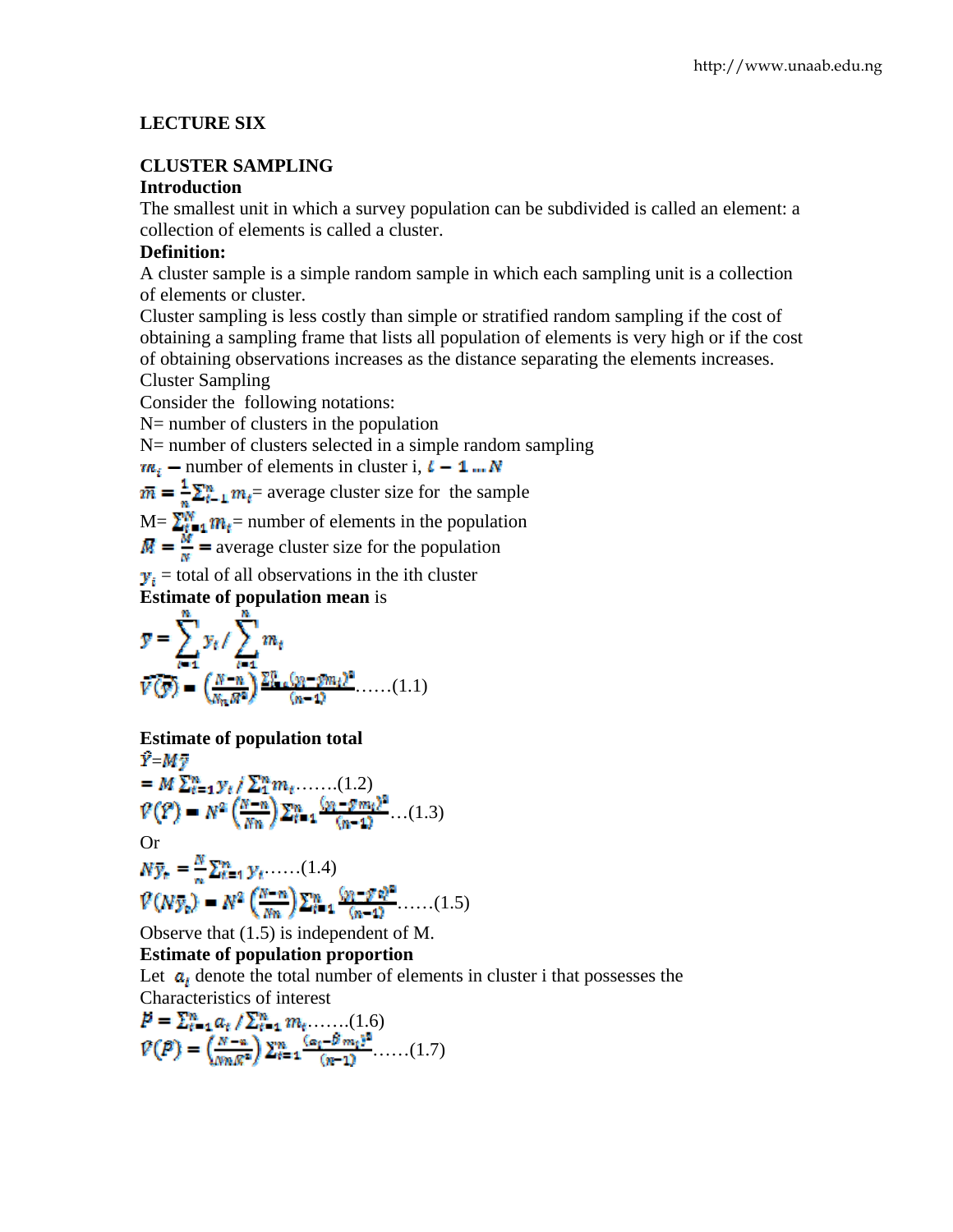# LECTURE SIX

## CLUSTER SAMPLING

### Introduction

The smallest unit in which a survey population can be subdivided is called an element: a collection of elements is called a cluster.

### Definition:

A cluster sample is a simple random sample in which each sampling unit is a collection of elements or cluster.

Cluster sampling is less costly than simple or stratified random sampling if the cost of obtaining a sampling frame that lists all population of elements is very high or if the cost of obtaining observations increases as the distance separating the elements increases.

Cluster Sampling

Consider the following notations:

N= number of clusters in the population

N= number of clusters selected in a simple random sampling

$m_i$ = number of elements in cluster i, $i = 1 \ldots N$

$\bar{m} = \frac{1}{n}\sum_{i=1}^{n} m_i$ = average cluster size for the sample

M= $\sum_{i=1}^{N} m_i$ = number of elements in the population

$\bar{M} = \frac{M}{N}$ = average cluster size for the population

$y_i$ = total of all observations in the ith cluster

**Estimate of population mean** is

$$\bar{y} = \sum_{i=1}^{n} y_i \Big/ \sum_{i=1}^{n} m_i$$

$$\hat{V}(\bar{y}) = \left(\frac{N-n}{Nn\bar{M}^2}\right)\frac{\sum_{i=1}^{n}(y_i-\bar{y}m_i)^2}{(n-1)} \quad \ldots\ldots(1.1)$$

**Estimate of population total**

$$\hat{Y} = M\bar{y}$$

$$= M\sum_{i=1}^{n} y_i \Big/ \sum_{1}^{n} m_i \quad \ldots\ldots(1.2)$$

$$\hat{V}(\hat{Y}) = N^2\left(\frac{N-n}{Nn}\right)\sum_{i=1}^{n}\frac{(y_i-\bar{y}m_i)^2}{(n-1)} \quad \ldots(1.3)$$

Or

$$N\bar{y}_t = \frac{N}{n}\sum_{i=1}^{n} y_i \quad \ldots\ldots(1.4)$$

$$\hat{V}(N\bar{y}_t) = N^2\left(\frac{N-n}{Nn}\right)\sum_{i=1}^{n}\frac{(y_i-\bar{y}_t)^2}{(n-1)} \quad \ldots\ldots(1.5)$$

Observe that (1.5) is independent of M.

**Estimate of population proportion**

Let $a_i$ denote the total number of elements in cluster i that possesses the Characteristics of interest

$$\hat{P} = \sum_{i=1}^{n} a_i \Big/ \sum_{i=1}^{n} m_i \quad \ldots\ldots(1.6)$$

$$\hat{V}(\hat{P}) = \left(\frac{N-n}{Nn\bar{M}^2}\right)\sum_{i=1}^{n}\frac{(a_i-\hat{P}m_i)^2}{(n-1)} \quad \ldots\ldots(1.7)$$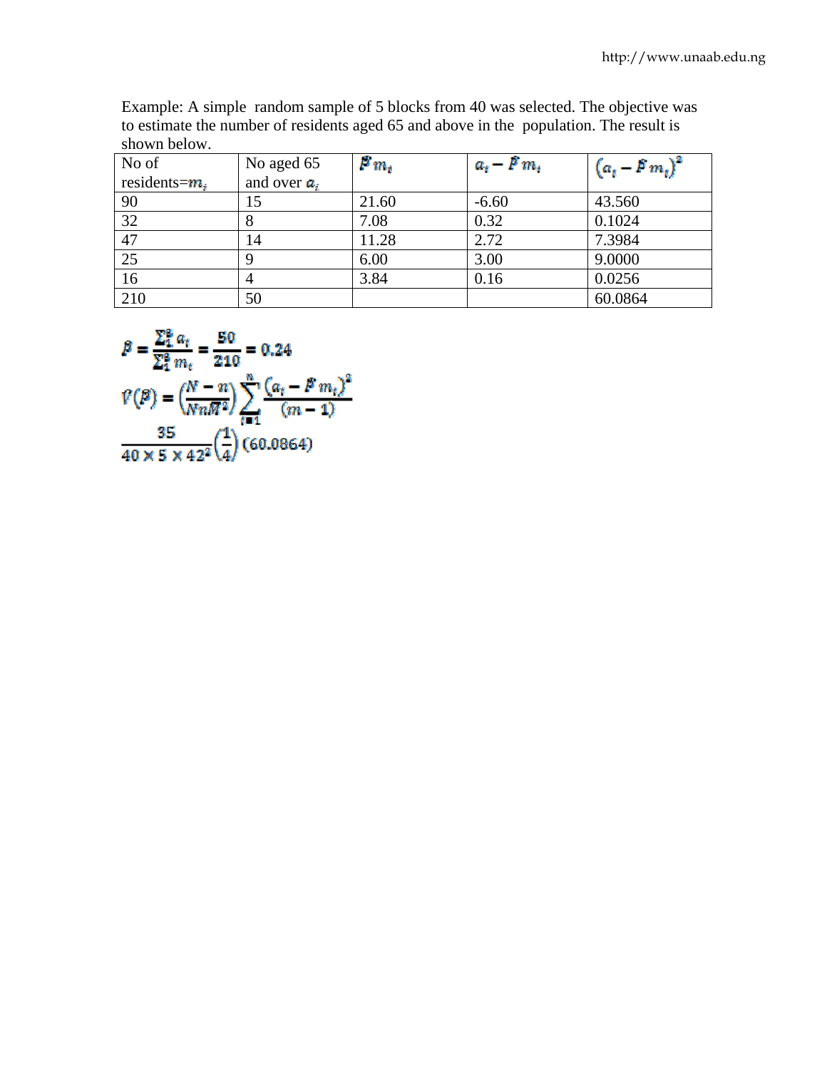Example: A simple random sample of 5 blocks from 40 was selected. The objective was to estimate the number of residents aged 65 and above in the population. The result is shown below.

| No of residents= $m_i$ | No aged 65 and over $a_i$ | $\hat{P} m_i$ | $a_i - \hat{P} m_i$ | $\left(a_i - \hat{P} m_i\right)^2$ |
|---|---|---|---|---|
| 90 | 15 | 21.60 | -6.60 | 43.560 |
| 32 | 8 | 7.08 | 0.32 | 0.1024 |
| 47 | 14 | 11.28 | 2.72 | 7.3984 |
| 25 | 9 | 6.00 | 3.00 | 9.0000 |
| 16 | 4 | 3.84 | 0.16 | 0.0256 |
| 210 | 50 | | | 60.0864 |

$$\hat{P} = \frac{\sum_1^5 a_i}{\sum_1^5 m_i} = \frac{50}{210} = 0.24$$

$$\hat{V}(\hat{P}) = \left(\frac{N-n}{Nn\bar{M}^2}\right) \sum_{i=1}^{n} \frac{\left(a_i - \hat{P} m_i\right)^2}{(m-1)}$$

$$\frac{35}{40 \times 5 \times 42^2}\left(\frac{1}{4}\right)(60.0864)$$